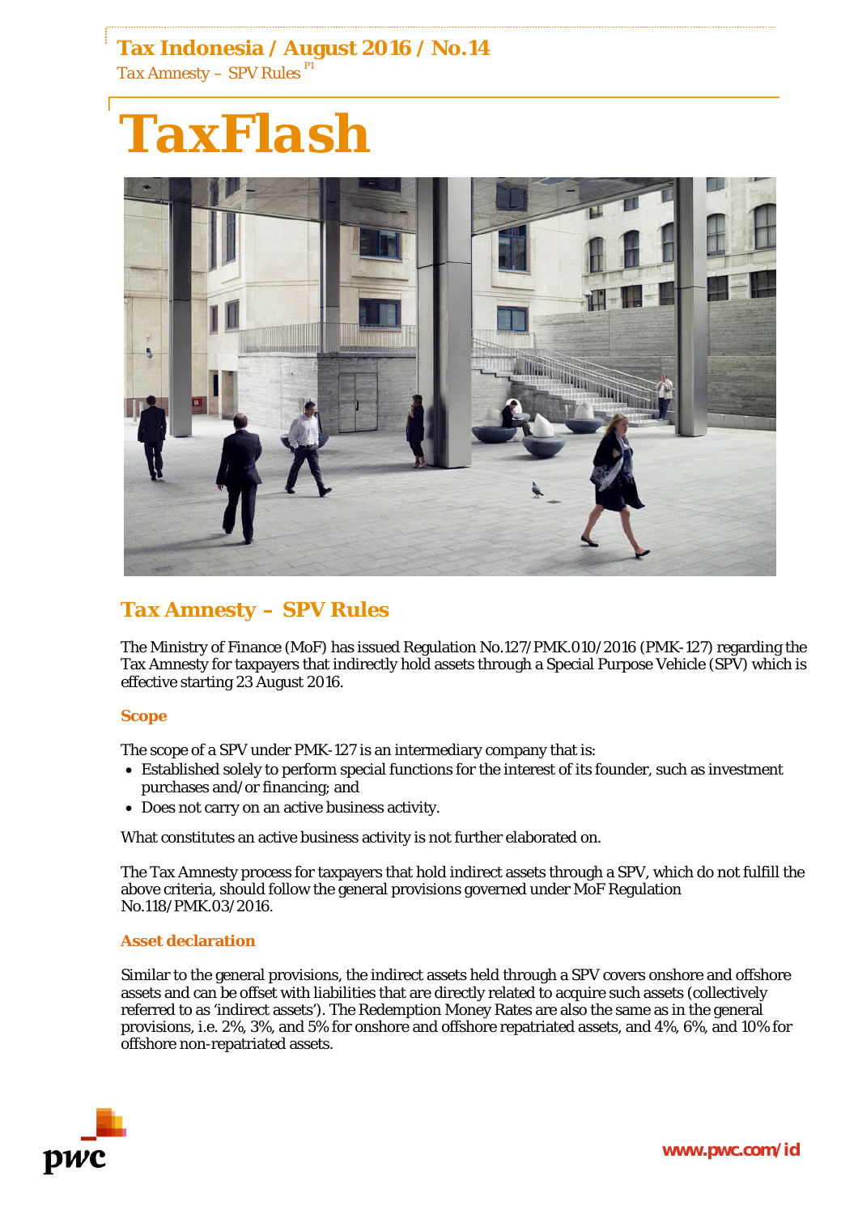# TaxFlash

## Tax Amnesty – SPV Rules

The Ministry of Finance (MoF) has issued Regulation No.127/PMK.010/2016 (PMK-127) regarding the Tax Amnesty for taxpayers that indirectly hold assets through a Special Purpose Vehicle (SPV) which is effective starting 23 August 2016.

### Scope

The scope of a SPV under PMK-127 is an intermediary company that is:

- Established solely to perform special functions for the interest of its founder, such as investment purchases and/or financing; and
- Does not carry on an active business activity.

What constitutes an active business activity is not further elaborated on.

The Tax Amnesty process for taxpayers that hold indirect assets through a SPV, which do not fulfill the above criteria, should follow the general provisions governed under MoF Regulation No.118/PMK.03/2016.

### Asset declaration

Similar to the general provisions, the indirect assets held through a SPV covers onshore and offshore assets and can be offset with liabilities that are directly related to acquire such assets (collectively referred to as 'indirect assets'). The Redemption Money Rates are also the same as in the general provisions, i.e. 2%, 3%, and 5% for onshore and offshore repatriated assets, and 4%, 6%, and 10% for offshore non-repatriated assets.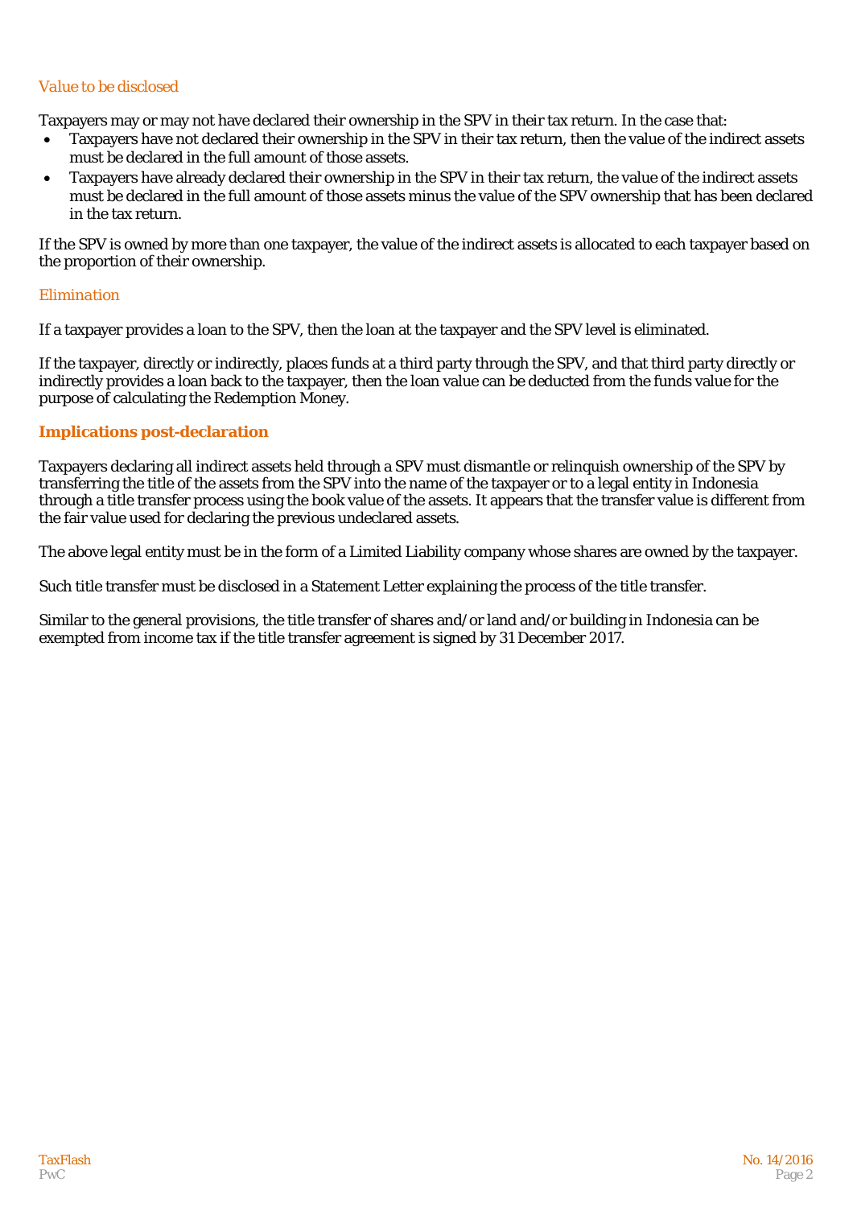### *Value to be disclosed*

Taxpayers may or may not have declared their ownership in the SPV in their tax return. In the case that:

- Taxpayers have not declared their ownership in the SPV in their tax return, then the value of the indirect assets must be declared in the full amount of those assets.
- Taxpayers have already declared their ownership in the SPV in their tax return, the value of the indirect assets must be declared in the full amount of those assets minus the value of the SPV ownership that has been declared in the tax return.

If the SPV is owned by more than one taxpayer, the value of the indirect assets is allocated to each taxpayer based on the proportion of their ownership.

### *Elimination*

If a taxpayer provides a loan to the SPV, then the loan at the taxpayer and the SPV level is eliminated.

If the taxpayer, directly or indirectly, places funds at a third party through the SPV, and that third party directly or indirectly provides a loan back to the taxpayer, then the loan value can be deducted from the funds value for the purpose of calculating the Redemption Money.

## **Implications post-declaration**

Taxpayers declaring all indirect assets held through a SPV must dismantle or relinquish ownership of the SPV by transferring the title of the assets from the SPV into the name of the taxpayer or to a legal entity in Indonesia through a title transfer process using the book value of the assets. It appears that the transfer value is different from the fair value used for declaring the previous undeclared assets.

The above legal entity must be in the form of a Limited Liability company whose shares are owned by the taxpayer.

Such title transfer must be disclosed in a Statement Letter explaining the process of the title transfer.

Similar to the general provisions, the title transfer of shares and/or land and/or building in Indonesia can be exempted from income tax if the title transfer agreement is signed by 31 December 2017.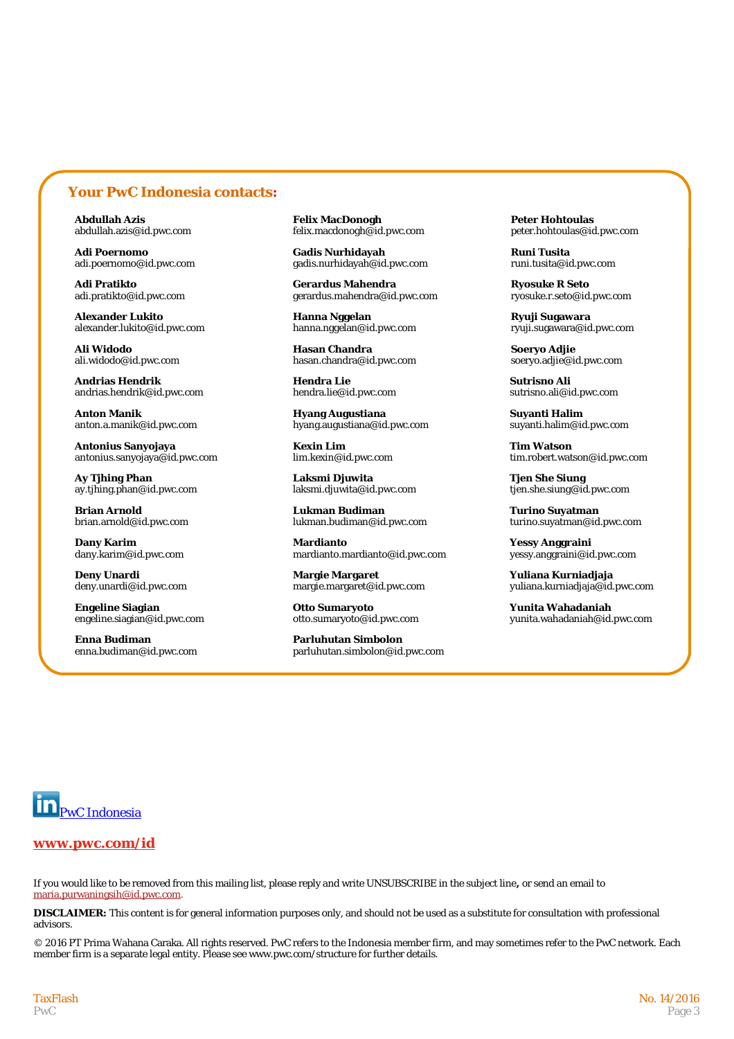## Your PwC Indonesia contacts:

**Abdullah Azis**
abdullah.azis@id.pwc.com

**Adi Poernomo**
adi.poernomo@id.pwc.com

**Adi Pratikto**
adi.pratikto@id.pwc.com

**Alexander Lukito**
alexander.lukito@id.pwc.com

**Ali Widodo**
ali.widodo@id.pwc.com

**Andrias Hendrik**
andrias.hendrik@id.pwc.com

**Anton Manik**
anton.a.manik@id.pwc.com

**Antonius Sanyojaya**
antonius.sanyojaya@id.pwc.com

**Ay Tjhing Phan**
ay.tjhing.phan@id.pwc.com

**Brian Arnold**
brian.arnold@id.pwc.com

**Dany Karim**
dany.karim@id.pwc.com

**Deny Unardi**
deny.unardi@id.pwc.com

**Engeline Siagian**
engeline.siagian@id.pwc.com

**Enna Budiman**
enna.budiman@id.pwc.com

**Felix MacDonogh**
felix.macdonogh@id.pwc.com

**Gadis Nurhidayah**
gadis.nurhidayah@id.pwc.com

**Gerardus Mahendra**
gerardus.mahendra@id.pwc.com

**Hanna Nggelan**
hanna.nggelan@id.pwc.com

**Hasan Chandra**
hasan.chandra@id.pwc.com

**Hendra Lie**
hendra.lie@id.pwc.com

**Hyang Augustiana**
hyang.augustiana@id.pwc.com

**Kexin Lim**
lim.kexin@id.pwc.com

**Laksmi Djuwita**
laksmi.djuwita@id.pwc.com

**Lukman Budiman**
lukman.budiman@id.pwc.com

**Mardianto**
mardianto.mardianto@id.pwc.com

**Margie Margaret**
margie.margaret@id.pwc.com

**Otto Sumaryoto**
otto.sumaryoto@id.pwc.com

**Parluhutan Simbolon**
parluhutan.simbolon@id.pwc.com

**Peter Hohtoulas**
peter.hohtoulas@id.pwc.com

**Runi Tusita**
runi.tusita@id.pwc.com

**Ryosuke R Seto**
ryosuke.r.seto@id.pwc.com

**Ryuji Sugawara**
ryuji.sugawara@id.pwc.com

**Soeryo Adjie**
soeryo.adjie@id.pwc.com

**Sutrisno Ali**
sutrisno.ali@id.pwc.com

**Suyanti Halim**
suyanti.halim@id.pwc.com

**Tim Watson**
tim.robert.watson@id.pwc.com

**Tjen She Siung**
tjen.she.siung@id.pwc.com

**Turino Suyatman**
turino.suyatman@id.pwc.com

**Yessy Anggraini**
yessy.anggraini@id.pwc.com

**Yuliana Kurniadjaja**
yuliana.kurniadjaja@id.pwc.com

**Yunita Wahadaniah**
yunita.wahadaniah@id.pwc.com

PwC Indonesia

**www.pwc.com/id**

If you would like to be removed from this mailing list, please reply and write UNSUBSCRIBE in the subject line**,** or send an email to maria.purwaningsih@id.pwc.com.

**DISCLAIMER:** This content is for general information purposes only, and should not be used as a substitute for consultation with professional advisors.

© 2016 PT Prima Wahana Caraka. All rights reserved. PwC refers to the Indonesia member firm, and may sometimes refer to the PwC network. Each member firm is a separate legal entity. Please see www.pwc.com/structure for further details.